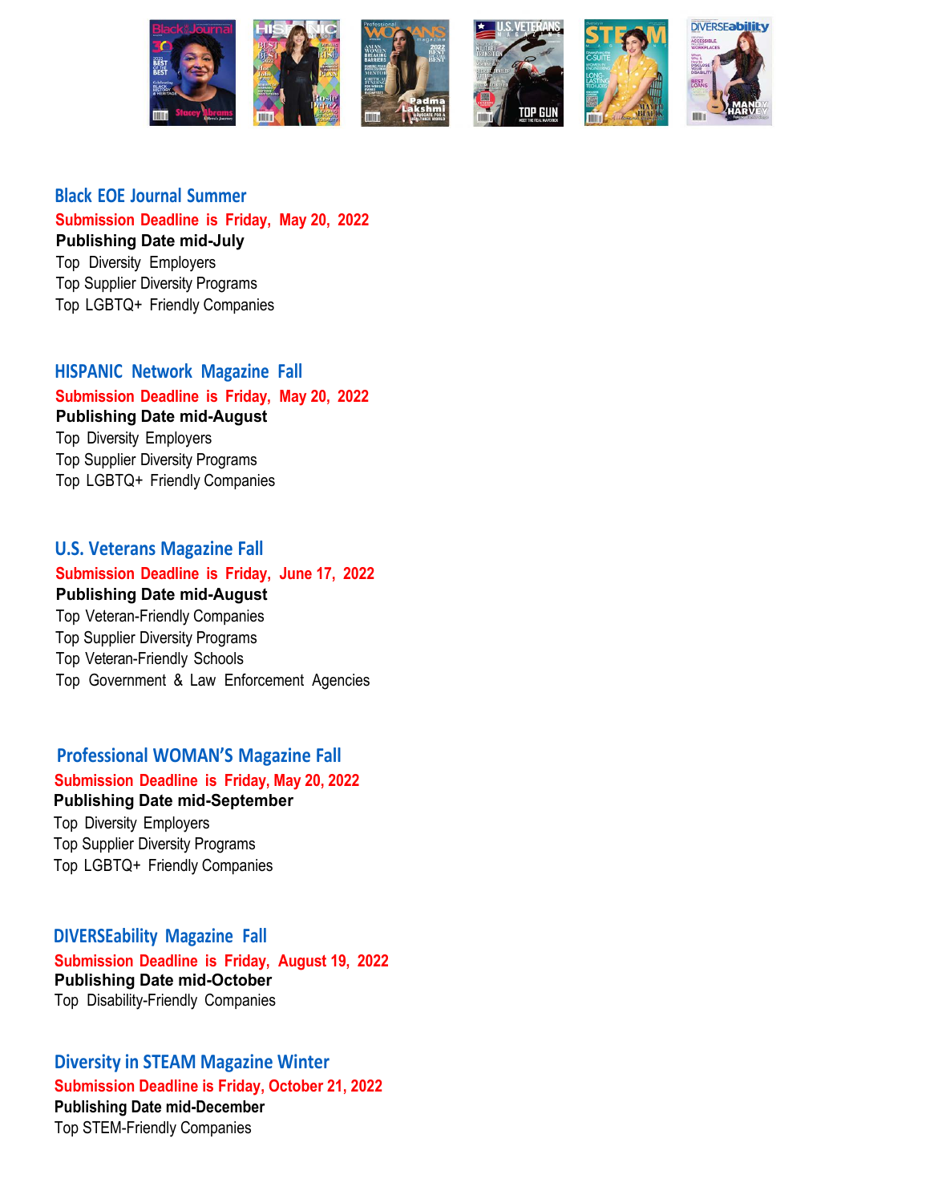## Black EOE Journal Summer

**Submission Deadline is Friday, May 20, 2022**

**Publishing Date mid-July**

Top Diversity Employers

Top Supplier Diversity Programs

Top LGBTQ+ Friendly Companies

## HISPANIC Network Magazine Fall

**Submission Deadline is Friday, May 20, 2022**

**Publishing Date mid-August**

Top Diversity Employers

Top Supplier Diversity Programs

Top LGBTQ+ Friendly Companies

## U.S. Veterans Magazine Fall

**Submission Deadline is Friday, June 17, 2022**

**Publishing Date mid-August**

Top Veteran-Friendly Companies

Top Supplier Diversity Programs

Top Veteran-Friendly Schools

Top Government & Law Enforcement Agencies

## Professional WOMAN'S Magazine Fall

**Submission Deadline is Friday, May 20, 2022**

**Publishing Date mid-September**

Top Diversity Employers

Top Supplier Diversity Programs

Top LGBTQ+ Friendly Companies

## DIVERSEability Magazine Fall

**Submission Deadline is Friday, August 19, 2022**

**Publishing Date mid-October**

Top Disability-Friendly Companies

## Diversity in STEAM Magazine Winter

**Submission Deadline is Friday, October 21, 2022**

**Publishing Date mid-December**

Top STEM-Friendly Companies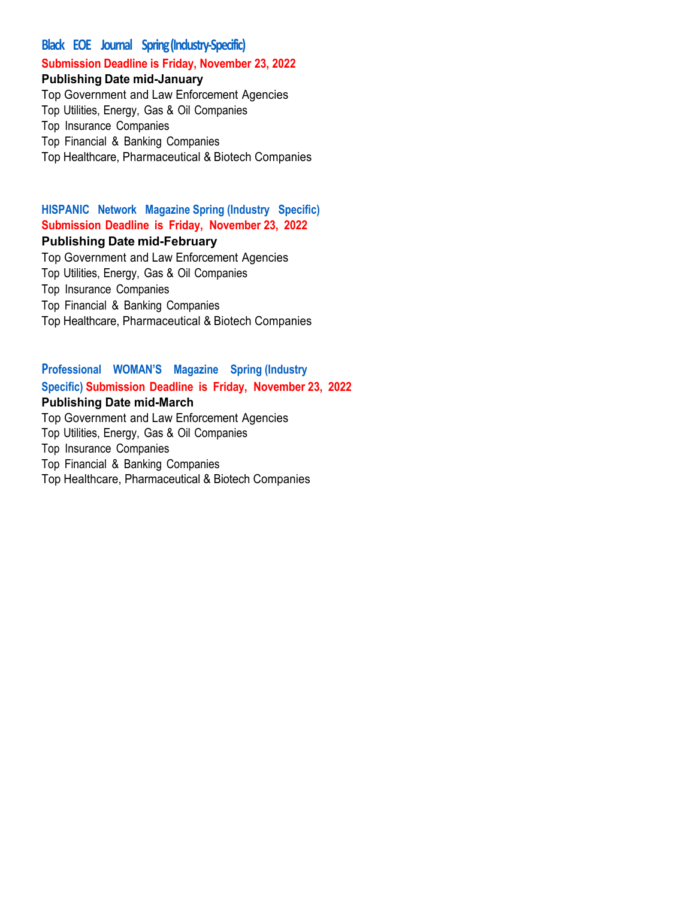### Black EOE Journal Spring (Industry-Specific)

**Submission Deadline is Friday, November 23, 2022**

**Publishing Date mid-January**

Top Government and Law Enforcement Agencies
Top Utilities, Energy, Gas & Oil Companies
Top Insurance Companies
Top Financial & Banking Companies
Top Healthcare, Pharmaceutical & Biotech Companies

### HISPANIC Network Magazine Spring (Industry Specific)

**Submission Deadline is Friday, November 23, 2022**

**Publishing Date mid-February**

Top Government and Law Enforcement Agencies
Top Utilities, Energy, Gas & Oil Companies
Top Insurance Companies
Top Financial & Banking Companies
Top Healthcare, Pharmaceutical & Biotech Companies

### Professional WOMAN'S Magazine Spring (Industry Specific)

**Submission Deadline is Friday, November 23, 2022**

**Publishing Date mid-March**

Top Government and Law Enforcement Agencies
Top Utilities, Energy, Gas & Oil Companies
Top Insurance Companies
Top Financial & Banking Companies
Top Healthcare, Pharmaceutical & Biotech Companies